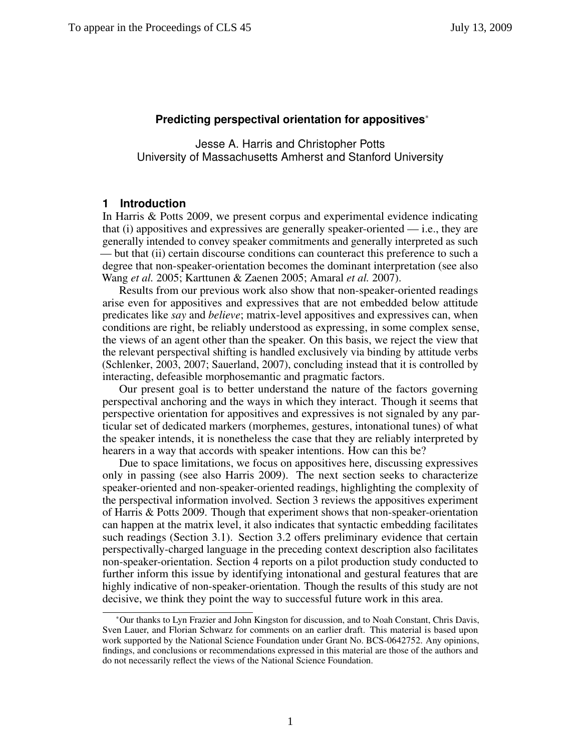# Predicting perspectival orientation for appositives*

Jesse A. Harris and Christopher Potts
University of Massachusetts Amherst and Stanford University

## 1 Introduction

In Harris & Potts 2009, we present corpus and experimental evidence indicating that (i) appositives and expressives are generally speaker-oriented — i.e., they are generally intended to convey speaker commitments and generally interpreted as such — but that (ii) certain discourse conditions can counteract this preference to such a degree that non-speaker-orientation becomes the dominant interpretation (see also Wang *et al.* 2005; Karttunen & Zaenen 2005; Amaral *et al.* 2007).

Results from our previous work also show that non-speaker-oriented readings arise even for appositives and expressives that are not embedded below attitude predicates like *say* and *believe*; matrix-level appositives and expressives can, when conditions are right, be reliably understood as expressing, in some complex sense, the views of an agent other than the speaker. On this basis, we reject the view that the relevant perspectival shifting is handled exclusively via binding by attitude verbs (Schlenker, 2003, 2007; Sauerland, 2007), concluding instead that it is controlled by interacting, defeasible morphosemantic and pragmatic factors.

Our present goal is to better understand the nature of the factors governing perspectival anchoring and the ways in which they interact. Though it seems that perspective orientation for appositives and expressives is not signaled by any particular set of dedicated markers (morphemes, gestures, intonational tunes) of what the speaker intends, it is nonetheless the case that they are reliably interpreted by hearers in a way that accords with speaker intentions. How can this be?

Due to space limitations, we focus on appositives here, discussing expressives only in passing (see also Harris 2009). The next section seeks to characterize speaker-oriented and non-speaker-oriented readings, highlighting the complexity of the perspectival information involved. Section 3 reviews the appositives experiment of Harris & Potts 2009. Though that experiment shows that non-speaker-orientation can happen at the matrix level, it also indicates that syntactic embedding facilitates such readings (Section 3.1). Section 3.2 offers preliminary evidence that certain perspectivally-charged language in the preceding context description also facilitates non-speaker-orientation. Section 4 reports on a pilot production study conducted to further inform this issue by identifying intonational and gestural features that are highly indicative of non-speaker-orientation. Though the results of this study are not decisive, we think they point the way to successful future work in this area.

---

*Our thanks to Lyn Frazier and John Kingston for discussion, and to Noah Constant, Chris Davis, Sven Lauer, and Florian Schwarz for comments on an earlier draft. This material is based upon work supported by the National Science Foundation under Grant No. BCS-0642752. Any opinions, findings, and conclusions or recommendations expressed in this material are those of the authors and do not necessarily reflect the views of the National Science Foundation.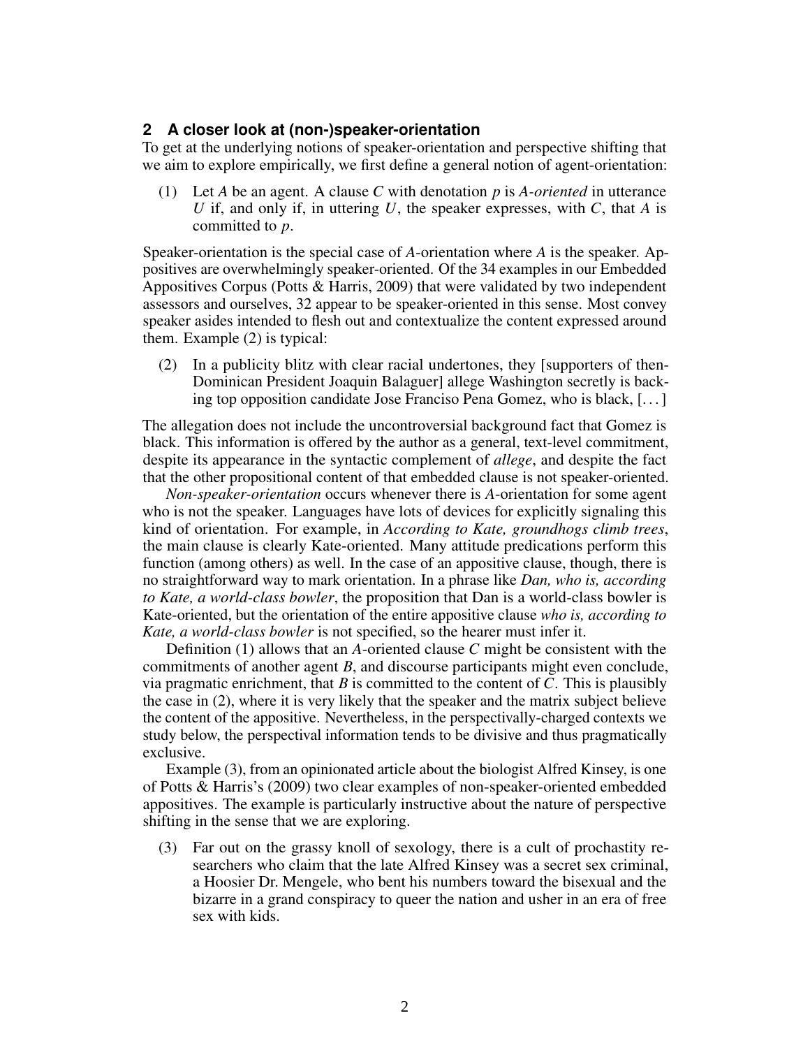## 2 A closer look at (non-)speaker-orientation

To get at the underlying notions of speaker-orientation and perspective shifting that we aim to explore empirically, we first define a general notion of agent-orientation:

(1) Let $A$ be an agent. A clause $C$ with denotation $p$ is *A-oriented* in utterance $U$ if, and only if, in uttering $U$, the speaker expresses, with $C$, that $A$ is committed to $p$.

Speaker-orientation is the special case of $A$-orientation where $A$ is the speaker. Appositives are overwhelmingly speaker-oriented. Of the 34 examples in our Embedded Appositives Corpus (Potts & Harris, 2009) that were validated by two independent assessors and ourselves, 32 appear to be speaker-oriented in this sense. Most convey speaker asides intended to flesh out and contextualize the content expressed around them. Example (2) is typical:

(2) In a publicity blitz with clear racial undertones, they [supporters of then-Dominican President Joaquin Balaguer] allege Washington secretly is backing top opposition candidate Jose Franciso Pena Gomez, who is black, [...]

The allegation does not include the uncontroversial background fact that Gomez is black. This information is offered by the author as a general, text-level commitment, despite its appearance in the syntactic complement of *allege*, and despite the fact that the other propositional content of that embedded clause is not speaker-oriented.

*Non-speaker-orientation* occurs whenever there is $A$-orientation for some agent who is not the speaker. Languages have lots of devices for explicitly signaling this kind of orientation. For example, in *According to Kate, groundhogs climb trees*, the main clause is clearly Kate-oriented. Many attitude predications perform this function (among others) as well. In the case of an appositive clause, though, there is no straightforward way to mark orientation. In a phrase like *Dan, who is, according to Kate, a world-class bowler*, the proposition that Dan is a world-class bowler is Kate-oriented, but the orientation of the entire appositive clause *who is, according to Kate, a world-class bowler* is not specified, so the hearer must infer it.

Definition (1) allows that an $A$-oriented clause $C$ might be consistent with the commitments of another agent $B$, and discourse participants might even conclude, via pragmatic enrichment, that $B$ is committed to the content of $C$. This is plausibly the case in (2), where it is very likely that the speaker and the matrix subject believe the content of the appositive. Nevertheless, in the perspectivally-charged contexts we study below, the perspectival information tends to be divisive and thus pragmatically exclusive.

Example (3), from an opinionated article about the biologist Alfred Kinsey, is one of Potts & Harris's (2009) two clear examples of non-speaker-oriented embedded appositives. The example is particularly instructive about the nature of perspective shifting in the sense that we are exploring.

(3) Far out on the grassy knoll of sexology, there is a cult of prochastity researchers who claim that the late Alfred Kinsey was a secret sex criminal, a Hoosier Dr. Mengele, who bent his numbers toward the bisexual and the bizarre in a grand conspiracy to queer the nation and usher in an era of free sex with kids.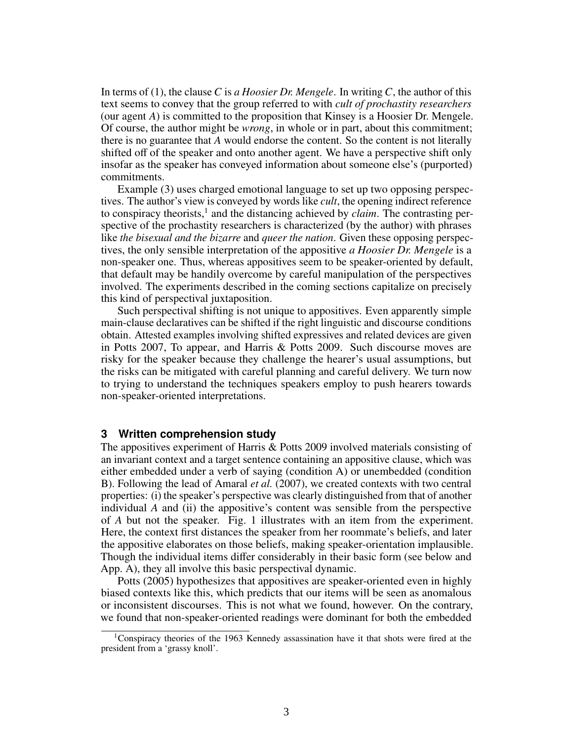In terms of (1), the clause *C* is *a Hoosier Dr. Mengele*. In writing *C*, the author of this text seems to convey that the group referred to with *cult of prochastity researchers* (our agent *A*) is committed to the proposition that Kinsey is a Hoosier Dr. Mengele. Of course, the author might be *wrong*, in whole or in part, about this commitment; there is no guarantee that *A* would endorse the content. So the content is not literally shifted off of the speaker and onto another agent. We have a perspective shift only insofar as the speaker has conveyed information about someone else's (purported) commitments.

Example (3) uses charged emotional language to set up two opposing perspectives. The author's view is conveyed by words like *cult*, the opening indirect reference to conspiracy theorists,[1] and the distancing achieved by *claim*. The contrasting perspective of the prochastity researchers is characterized (by the author) with phrases like *the bisexual and the bizarre* and *queer the nation*. Given these opposing perspectives, the only sensible interpretation of the appositive *a Hoosier Dr. Mengele* is a non-speaker one. Thus, whereas appositives seem to be speaker-oriented by default, that default may be handily overcome by careful manipulation of the perspectives involved. The experiments described in the coming sections capitalize on precisely this kind of perspectival juxtaposition.

Such perspectival shifting is not unique to appositives. Even apparently simple main-clause declaratives can be shifted if the right linguistic and discourse conditions obtain. Attested examples involving shifted expressives and related devices are given in Potts 2007, To appear, and Harris & Potts 2009. Such discourse moves are risky for the speaker because they challenge the hearer's usual assumptions, but the risks can be mitigated with careful planning and careful delivery. We turn now to trying to understand the techniques speakers employ to push hearers towards non-speaker-oriented interpretations.

## 3 Written comprehension study

The appositives experiment of Harris & Potts 2009 involved materials consisting of an invariant context and a target sentence containing an appositive clause, which was either embedded under a verb of saying (condition A) or unembedded (condition B). Following the lead of Amaral *et al.* (2007), we created contexts with two central properties: (i) the speaker's perspective was clearly distinguished from that of another individual *A* and (ii) the appositive's content was sensible from the perspective of *A* but not the speaker. Fig. 1 illustrates with an item from the experiment. Here, the context first distances the speaker from her roommate's beliefs, and later the appositive elaborates on those beliefs, making speaker-orientation implausible. Though the individual items differ considerably in their basic form (see below and App. A), they all involve this basic perspectival dynamic.

Potts (2005) hypothesizes that appositives are speaker-oriented even in highly biased contexts like this, which predicts that our items will be seen as anomalous or inconsistent discourses. This is not what we found, however. On the contrary, we found that non-speaker-oriented readings were dominant for both the embedded

[1] Conspiracy theories of the 1963 Kennedy assassination have it that shots were fired at the president from a 'grassy knoll'.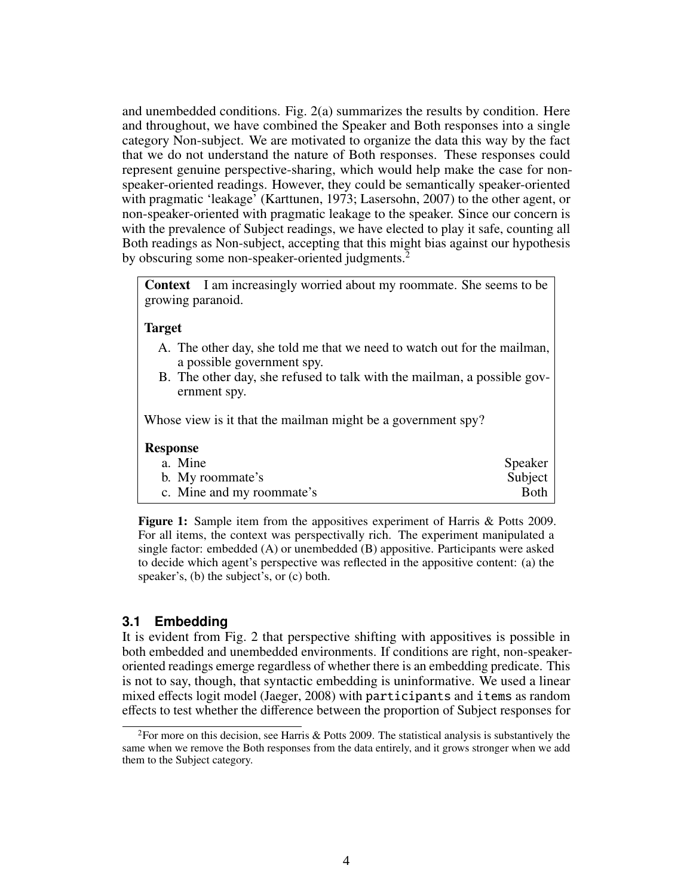and unembedded conditions. Fig. 2(a) summarizes the results by condition. Here and throughout, we have combined the Speaker and Both responses into a single category Non-subject. We are motivated to organize the data this way by the fact that we do not understand the nature of Both responses. These responses could represent genuine perspective-sharing, which would help make the case for non-speaker-oriented readings. However, they could be semantically speaker-oriented with pragmatic 'leakage' (Karttunen, 1973; Lasersohn, 2007) to the other agent, or non-speaker-oriented with pragmatic leakage to the speaker. Since our concern is with the prevalence of Subject readings, we have elected to play it safe, counting all Both readings as Non-subject, accepting that this might bias against our hypothesis by obscuring some non-speaker-oriented judgments.[2]

> **Context** I am increasingly worried about my roommate. She seems to be growing paranoid.
>
> **Target**
>
> A. The other day, she told me that we need to watch out for the mailman, a possible government spy.
>
> B. The other day, she refused to talk with the mailman, a possible government spy.
>
> Whose view is it that the mailman might be a government spy?
>
> **Response**
>
> a. Mine — Speaker
>
> b. My roommate's — Subject
>
> c. Mine and my roommate's — Both

**Figure 1:** Sample item from the appositives experiment of Harris & Potts 2009. For all items, the context was perspectivally rich. The experiment manipulated a single factor: embedded (A) or unembedded (B) appositive. Participants were asked to decide which agent's perspective was reflected in the appositive content: (a) the speaker's, (b) the subject's, or (c) both.

### 3.1 Embedding

It is evident from Fig. 2 that perspective shifting with appositives is possible in both embedded and unembedded environments. If conditions are right, non-speaker-oriented readings emerge regardless of whether there is an embedding predicate. This is not to say, though, that syntactic embedding is uninformative. We used a linear mixed effects logit model (Jaeger, 2008) with `participants` and `items` as random effects to test whether the difference between the proportion of Subject responses for

[2] For more on this decision, see Harris & Potts 2009. The statistical analysis is substantively the same when we remove the Both responses from the data entirely, and it grows stronger when we add them to the Subject category.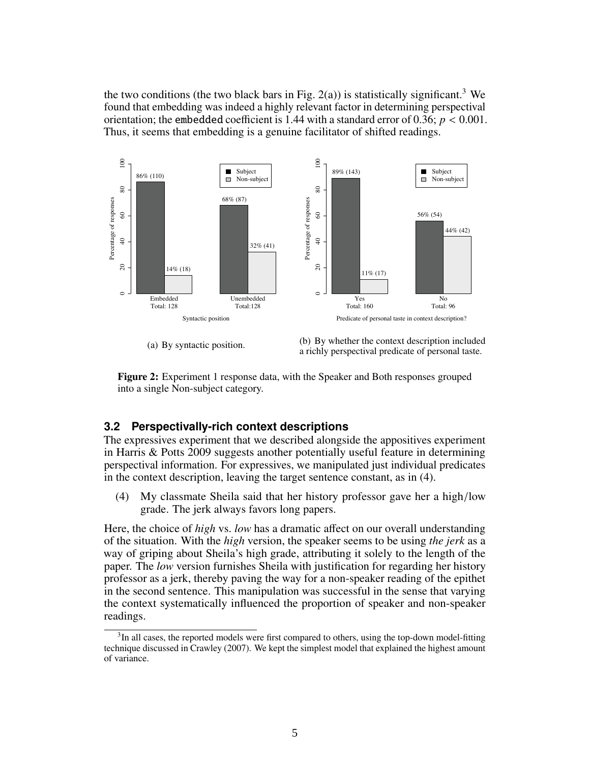the two conditions (the two black bars in Fig. 2(a)) is statistically significant.[3] We found that embedding was indeed a highly relevant factor in determining perspectival orientation; the `embedded` coefficient is 1.44 with a standard error of 0.36; $p < 0.001$. Thus, it seems that embedding is a genuine facilitator of shifted readings.

(a) By syntactic position.

(b) By whether the context description included a richly perspectival predicate of personal taste.

**Figure 2:** Experiment 1 response data, with the Speaker and Both responses grouped into a single Non-subject category.

### 3.2 Perspectivally-rich context descriptions

The expressives experiment that we described alongside the appositives experiment in Harris & Potts 2009 suggests another potentially useful feature in determining perspectival information. For expressives, we manipulated just individual predicates in the context description, leaving the target sentence constant, as in (4).

(4) My classmate Sheila said that her history professor gave her a high/low grade. The jerk always favors long papers.

Here, the choice of *high* vs. *low* has a dramatic affect on our overall understanding of the situation. With the *high* version, the speaker seems to be using *the jerk* as a way of griping about Sheila's high grade, attributing it solely to the length of the paper. The *low* version furnishes Sheila with justification for regarding her history professor as a jerk, thereby paving the way for a non-speaker reading of the epithet in the second sentence. This manipulation was successful in the sense that varying the context systematically influenced the proportion of speaker and non-speaker readings.

[3] In all cases, the reported models were first compared to others, using the top-down model-fitting technique discussed in Crawley (2007). We kept the simplest model that explained the highest amount of variance.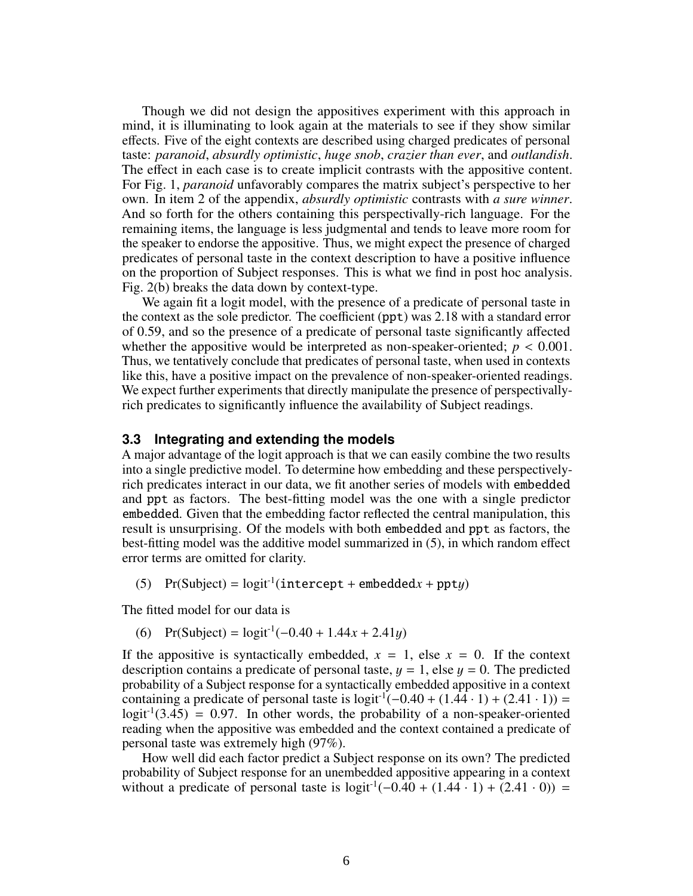Though we did not design the appositives experiment with this approach in mind, it is illuminating to look again at the materials to see if they show similar effects. Five of the eight contexts are described using charged predicates of personal taste: *paranoid*, *absurdly optimistic*, *huge snob*, *crazier than ever*, and *outlandish*. The effect in each case is to create implicit contrasts with the appositive content. For Fig. 1, *paranoid* unfavorably compares the matrix subject's perspective to her own. In item 2 of the appendix, *absurdly optimistic* contrasts with *a sure winner*. And so forth for the others containing this perspectivally-rich language. For the remaining items, the language is less judgmental and tends to leave more room for the speaker to endorse the appositive. Thus, we might expect the presence of charged predicates of personal taste in the context description to have a positive influence on the proportion of Subject responses. This is what we find in post hoc analysis. Fig. 2(b) breaks the data down by context-type.

We again fit a logit model, with the presence of a predicate of personal taste in the context as the sole predictor. The coefficient (`ppt`) was 2.18 with a standard error of 0.59, and so the presence of a predicate of personal taste significantly affected whether the appositive would be interpreted as non-speaker-oriented; $p < 0.001$. Thus, we tentatively conclude that predicates of personal taste, when used in contexts like this, have a positive impact on the prevalence of non-speaker-oriented readings. We expect further experiments that directly manipulate the presence of perspectivally-rich predicates to significantly influence the availability of Subject readings.

### 3.3 Integrating and extending the models

A major advantage of the logit approach is that we can easily combine the two results into a single predictive model. To determine how embedding and these perspectively-rich predicates interact in our data, we fit another series of models with `embedded` and `ppt` as factors. The best-fitting model was the one with a single predictor `embedded`. Given that the embedding factor reflected the central manipulation, this result is unsurprising. Of the models with both `embedded` and `ppt` as factors, the best-fitting model was the additive model summarized in (5), in which random effect error terms are omitted for clarity.

(5) $\Pr(\text{Subject}) = \text{logit}^{-1}(\texttt{intercept} + \texttt{embedded}x + \texttt{ppt}y)$

The fitted model for our data is

(6) $\Pr(\text{Subject}) = \text{logit}^{-1}(-0.40 + 1.44x + 2.41y)$

If the appositive is syntactically embedded, $x = 1$, else $x = 0$. If the context description contains a predicate of personal taste, $y = 1$, else $y = 0$. The predicted probability of a Subject response for a syntactically embedded appositive in a context containing a predicate of personal taste is $\text{logit}^{-1}(-0.40 + (1.44 \cdot 1) + (2.41 \cdot 1)) = \text{logit}^{-1}(3.45) = 0.97$. In other words, the probability of a non-speaker-oriented reading when the appositive was embedded and the context contained a predicate of personal taste was extremely high (97%).

How well did each factor predict a Subject response on its own? The predicted probability of Subject response for an unembedded appositive appearing in a context without a predicate of personal taste is $\text{logit}^{-1}(-0.40 + (1.44 \cdot 1) + (2.41 \cdot 0)) =$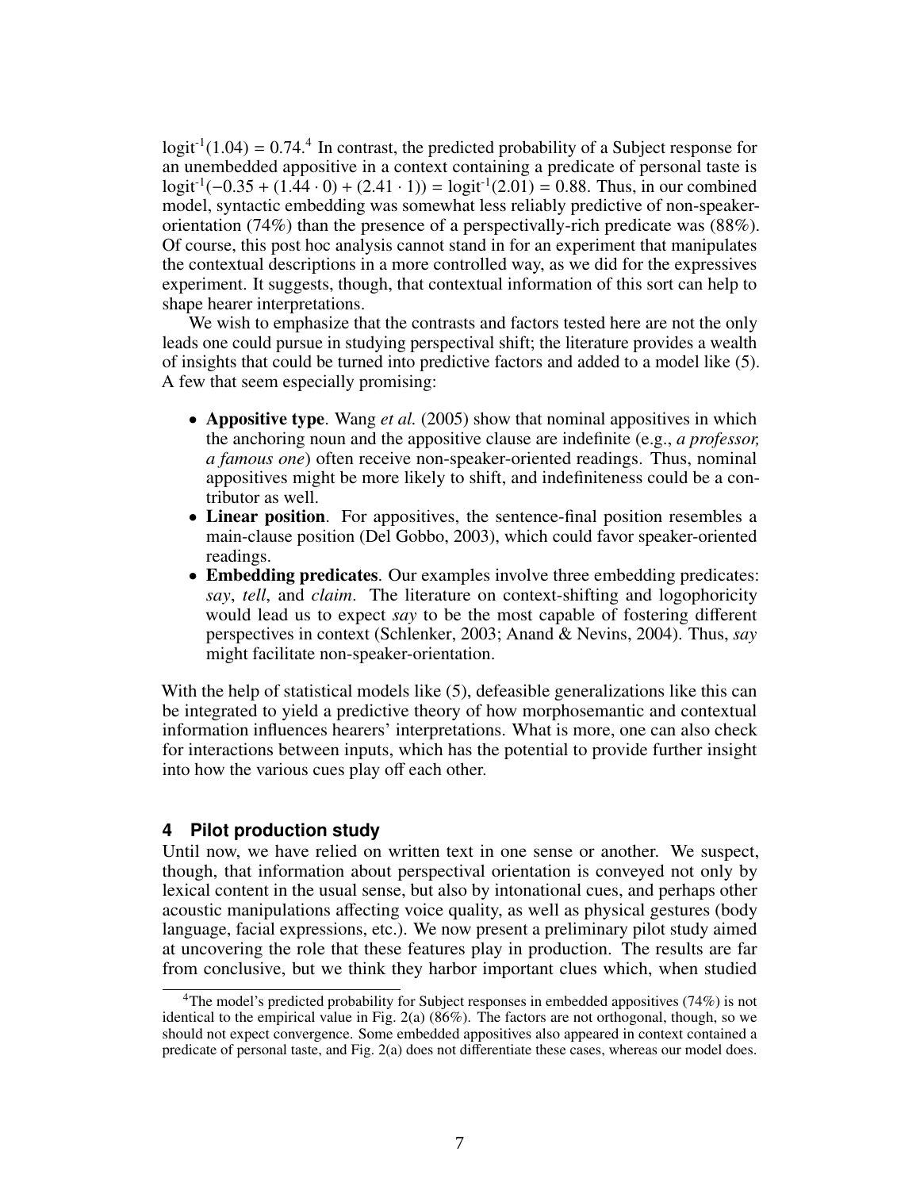$\text{logit}^{-1}(1.04) = 0.74$.[4] In contrast, the predicted probability of a Subject response for an unembedded appositive in a context containing a predicate of personal taste is $\text{logit}^{-1}(-0.35 + (1.44 \cdot 0) + (2.41 \cdot 1)) = \text{logit}^{-1}(2.01) = 0.88$. Thus, in our combined model, syntactic embedding was somewhat less reliably predictive of non-speaker-orientation (74%) than the presence of a perspectivally-rich predicate was (88%). Of course, this post hoc analysis cannot stand in for an experiment that manipulates the contextual descriptions in a more controlled way, as we did for the expressives experiment. It suggests, though, that contextual information of this sort can help to shape hearer interpretations.

We wish to emphasize that the contrasts and factors tested here are not the only leads one could pursue in studying perspectival shift; the literature provides a wealth of insights that could be turned into predictive factors and added to a model like (5). A few that seem especially promising:

- **Appositive type**. Wang *et al.* (2005) show that nominal appositives in which the anchoring noun and the appositive clause are indefinite (e.g., *a professor, a famous one*) often receive non-speaker-oriented readings. Thus, nominal appositives might be more likely to shift, and indefiniteness could be a contributor as well.
- **Linear position**. For appositives, the sentence-final position resembles a main-clause position (Del Gobbo, 2003), which could favor speaker-oriented readings.
- **Embedding predicates**. Our examples involve three embedding predicates: *say*, *tell*, and *claim*. The literature on context-shifting and logophoricity would lead us to expect *say* to be the most capable of fostering different perspectives in context (Schlenker, 2003; Anand & Nevins, 2004). Thus, *say* might facilitate non-speaker-orientation.

With the help of statistical models like (5), defeasible generalizations like this can be integrated to yield a predictive theory of how morphosemantic and contextual information influences hearers' interpretations. What is more, one can also check for interactions between inputs, which has the potential to provide further insight into how the various cues play off each other.

## 4 Pilot production study

Until now, we have relied on written text in one sense or another. We suspect, though, that information about perspectival orientation is conveyed not only by lexical content in the usual sense, but also by intonational cues, and perhaps other acoustic manipulations affecting voice quality, as well as physical gestures (body language, facial expressions, etc.). We now present a preliminary pilot study aimed at uncovering the role that these features play in production. The results are far from conclusive, but we think they harbor important clues which, when studied

[4] The model's predicted probability for Subject responses in embedded appositives (74%) is not identical to the empirical value in Fig. 2(a) (86%). The factors are not orthogonal, though, so we should not expect convergence. Some embedded appositives also appeared in context contained a predicate of personal taste, and Fig. 2(a) does not differentiate these cases, whereas our model does.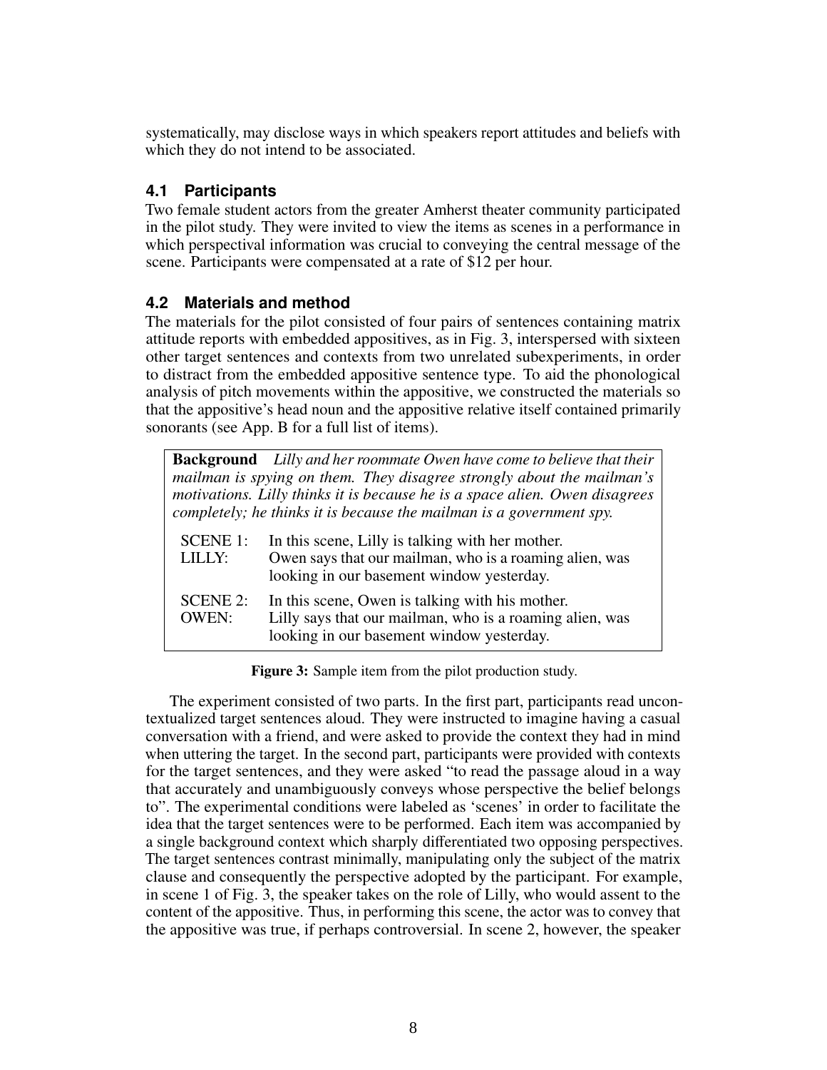systematically, may disclose ways in which speakers report attitudes and beliefs with which they do not intend to be associated.

### 4.1 Participants

Two female student actors from the greater Amherst theater community participated in the pilot study. They were invited to view the items as scenes in a performance in which perspectival information was crucial to conveying the central message of the scene. Participants were compensated at a rate of $12 per hour.

### 4.2 Materials and method

The materials for the pilot consisted of four pairs of sentences containing matrix attitude reports with embedded appositives, as in Fig. 3, interspersed with sixteen other target sentences and contexts from two unrelated subexperiments, in order to distract from the embedded appositive sentence type. To aid the phonological analysis of pitch movements within the appositive, we constructed the materials so that the appositive's head noun and the appositive relative itself contained primarily sonorants (see App. B for a full list of items).

**Background** *Lilly and her roommate Owen have come to believe that their mailman is spying on them. They disagree strongly about the mailman's motivations. Lilly thinks it is because he is a space alien. Owen disagrees completely; he thinks it is because the mailman is a government spy.*

| | |
|---|---|
| SCENE 1:<br>LILLY: | In this scene, Lilly is talking with her mother.<br>Owen says that our mailman, who is a roaming alien, was looking in our basement window yesterday. |
| SCENE 2:<br>OWEN: | In this scene, Owen is talking with his mother.<br>Lilly says that our mailman, who is a roaming alien, was looking in our basement window yesterday. |

**Figure 3:** Sample item from the pilot production study.

The experiment consisted of two parts. In the first part, participants read uncontextualized target sentences aloud. They were instructed to imagine having a casual conversation with a friend, and were asked to provide the context they had in mind when uttering the target. In the second part, participants were provided with contexts for the target sentences, and they were asked "to read the passage aloud in a way that accurately and unambiguously conveys whose perspective the belief belongs to". The experimental conditions were labeled as 'scenes' in order to facilitate the idea that the target sentences were to be performed. Each item was accompanied by a single background context which sharply differentiated two opposing perspectives. The target sentences contrast minimally, manipulating only the subject of the matrix clause and consequently the perspective adopted by the participant. For example, in scene 1 of Fig. 3, the speaker takes on the role of Lilly, who would assent to the content of the appositive. Thus, in performing this scene, the actor was to convey that the appositive was true, if perhaps controversial. In scene 2, however, the speaker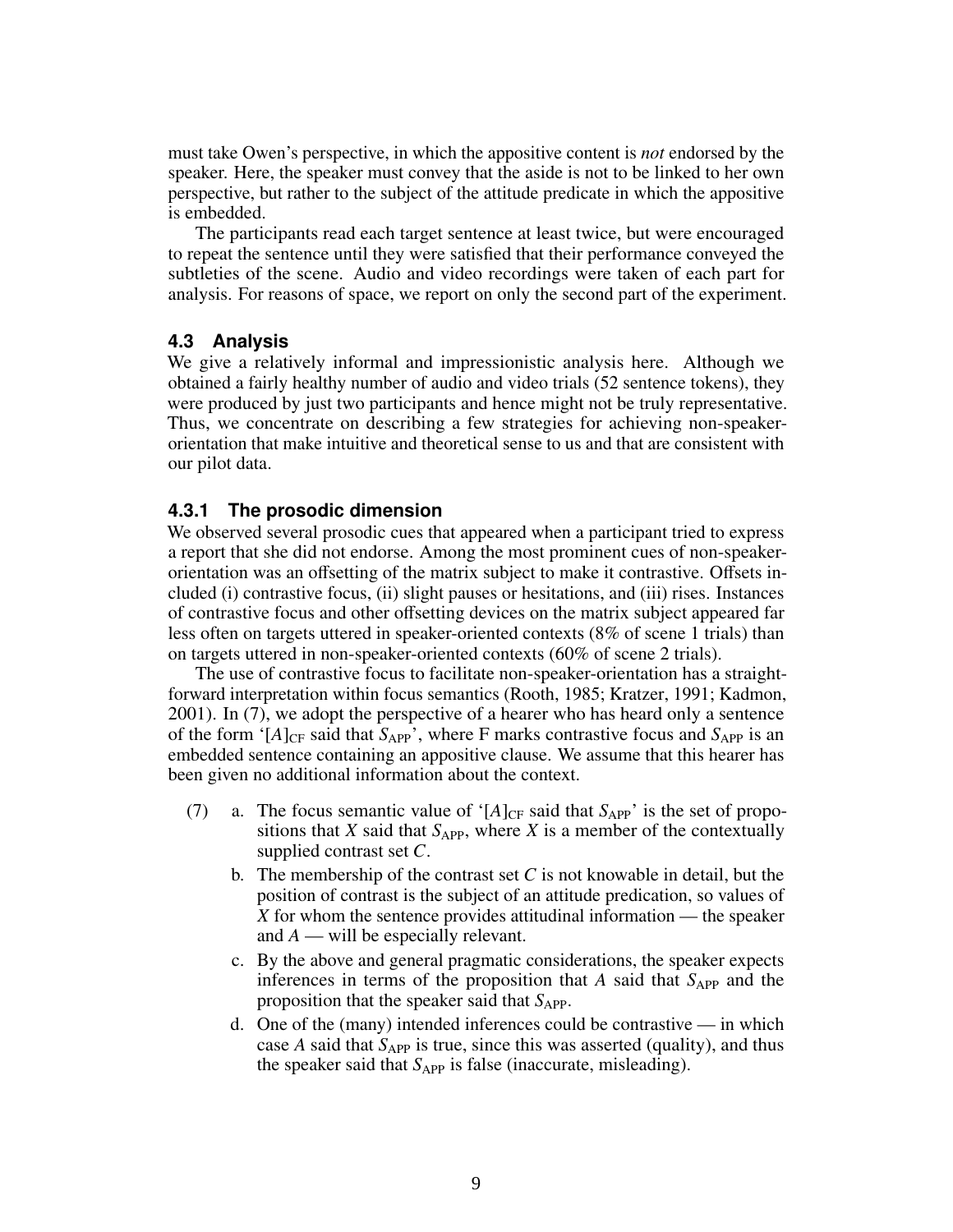must take Owen's perspective, in which the appositive content is *not* endorsed by the speaker. Here, the speaker must convey that the aside is not to be linked to her own perspective, but rather to the subject of the attitude predicate in which the appositive is embedded.

The participants read each target sentence at least twice, but were encouraged to repeat the sentence until they were satisfied that their performance conveyed the subtleties of the scene. Audio and video recordings were taken of each part for analysis. For reasons of space, we report on only the second part of the experiment.

### 4.3 Analysis

We give a relatively informal and impressionistic analysis here. Although we obtained a fairly healthy number of audio and video trials (52 sentence tokens), they were produced by just two participants and hence might not be truly representative. Thus, we concentrate on describing a few strategies for achieving non-speaker-orientation that make intuitive and theoretical sense to us and that are consistent with our pilot data.

#### 4.3.1 The prosodic dimension

We observed several prosodic cues that appeared when a participant tried to express a report that she did not endorse. Among the most prominent cues of non-speaker-orientation was an offsetting of the matrix subject to make it contrastive. Offsets included (i) contrastive focus, (ii) slight pauses or hesitations, and (iii) rises. Instances of contrastive focus and other offsetting devices on the matrix subject appeared far less often on targets uttered in speaker-oriented contexts (8% of scene 1 trials) than on targets uttered in non-speaker-oriented contexts (60% of scene 2 trials).

The use of contrastive focus to facilitate non-speaker-orientation has a straightforward interpretation within focus semantics (Rooth, 1985; Kratzer, 1991; Kadmon, 2001). In (7), we adopt the perspective of a hearer who has heard only a sentence of the form '$[A]_{\mathrm{CF}}$ said that $S_{\mathrm{APP}}$', where F marks contrastive focus and $S_{\mathrm{APP}}$ is an embedded sentence containing an appositive clause. We assume that this hearer has been given no additional information about the context.

(7)
  a. The focus semantic value of '$[A]_{\mathrm{CF}}$ said that $S_{\mathrm{APP}}$' is the set of propositions that $X$ said that $S_{\mathrm{APP}}$, where $X$ is a member of the contextually supplied contrast set $C$.

  b. The membership of the contrast set $C$ is not knowable in detail, but the position of contrast is the subject of an attitude predication, so values of $X$ for whom the sentence provides attitudinal information — the speaker and $A$ — will be especially relevant.

  c. By the above and general pragmatic considerations, the speaker expects inferences in terms of the proposition that $A$ said that $S_{\mathrm{APP}}$ and the proposition that the speaker said that $S_{\mathrm{APP}}$.

  d. One of the (many) intended inferences could be contrastive — in which case $A$ said that $S_{\mathrm{APP}}$ is true, since this was asserted (quality), and thus the speaker said that $S_{\mathrm{APP}}$ is false (inaccurate, misleading).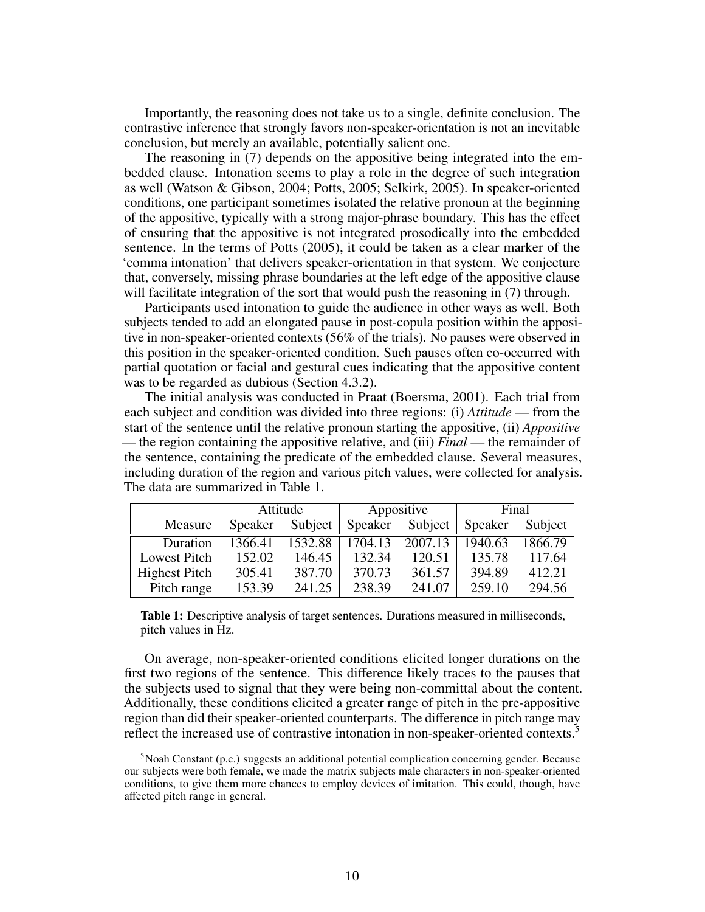Importantly, the reasoning does not take us to a single, definite conclusion. The contrastive inference that strongly favors non-speaker-orientation is not an inevitable conclusion, but merely an available, potentially salient one.

The reasoning in (7) depends on the appositive being integrated into the embedded clause. Intonation seems to play a role in the degree of such integration as well (Watson & Gibson, 2004; Potts, 2005; Selkirk, 2005). In speaker-oriented conditions, one participant sometimes isolated the relative pronoun at the beginning of the appositive, typically with a strong major-phrase boundary. This has the effect of ensuring that the appositive is not integrated prosodically into the embedded sentence. In the terms of Potts (2005), it could be taken as a clear marker of the 'comma intonation' that delivers speaker-orientation in that system. We conjecture that, conversely, missing phrase boundaries at the left edge of the appositive clause will facilitate integration of the sort that would push the reasoning in (7) through.

Participants used intonation to guide the audience in other ways as well. Both subjects tended to add an elongated pause in post-copula position within the appositive in non-speaker-oriented contexts (56% of the trials). No pauses were observed in this position in the speaker-oriented condition. Such pauses often co-occurred with partial quotation or facial and gestural cues indicating that the appositive content was to be regarded as dubious (Section 4.3.2).

The initial analysis was conducted in Praat (Boersma, 2001). Each trial from each subject and condition was divided into three regions: (i) *Attitude* — from the start of the sentence until the relative pronoun starting the appositive, (ii) *Appositive* — the region containing the appositive relative, and (iii) *Final* — the remainder of the sentence, containing the predicate of the embedded clause. Several measures, including duration of the region and various pitch values, were collected for analysis. The data are summarized in Table 1.

| | Attitude | | Appositive | | Final | |
|---|---|---|---|---|---|---|
| Measure | Speaker | Subject | Speaker | Subject | Speaker | Subject |
| Duration | 1366.41 | 1532.88 | 1704.13 | 2007.13 | 1940.63 | 1866.79 |
| Lowest Pitch | 152.02 | 146.45 | 132.34 | 120.51 | 135.78 | 117.64 |
| Highest Pitch | 305.41 | 387.70 | 370.73 | 361.57 | 394.89 | 412.21 |
| Pitch range | 153.39 | 241.25 | 238.39 | 241.07 | 259.10 | 294.56 |

**Table 1:** Descriptive analysis of target sentences. Durations measured in milliseconds, pitch values in Hz.

On average, non-speaker-oriented conditions elicited longer durations on the first two regions of the sentence. This difference likely traces to the pauses that the subjects used to signal that they were being non-committal about the content. Additionally, these conditions elicited a greater range of pitch in the pre-appositive region than did their speaker-oriented counterparts. The difference in pitch range may reflect the increased use of contrastive intonation in non-speaker-oriented contexts.[5]

[5] Noah Constant (p.c.) suggests an additional potential complication concerning gender. Because our subjects were both female, we made the matrix subjects male characters in non-speaker-oriented conditions, to give them more chances to employ devices of imitation. This could, though, have affected pitch range in general.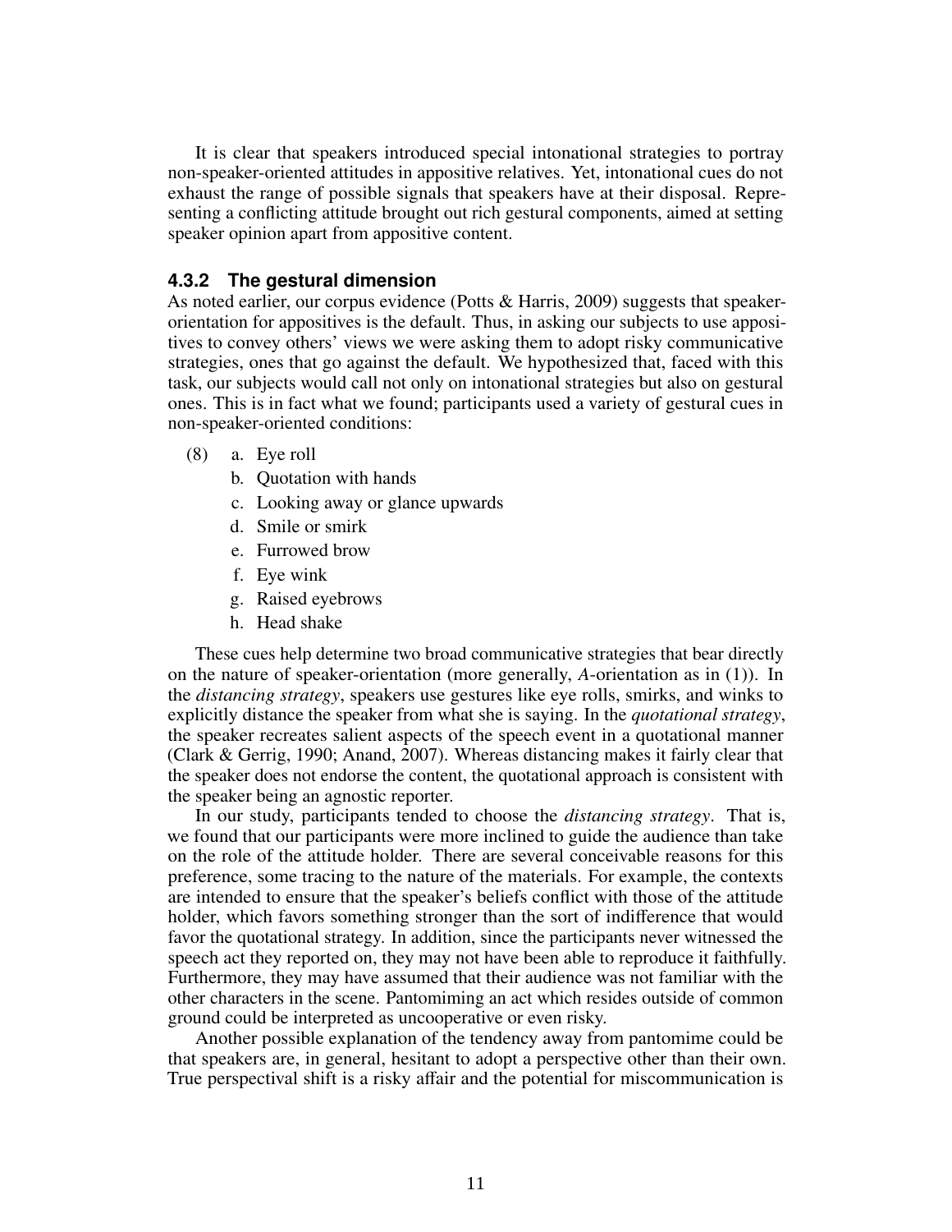It is clear that speakers introduced special intonational strategies to portray non-speaker-oriented attitudes in appositive relatives. Yet, intonational cues do not exhaust the range of possible signals that speakers have at their disposal. Representing a conflicting attitude brought out rich gestural components, aimed at setting speaker opinion apart from appositive content.

#### 4.3.2 The gestural dimension

As noted earlier, our corpus evidence (Potts & Harris, 2009) suggests that speaker-orientation for appositives is the default. Thus, in asking our subjects to use appositives to convey others' views we were asking them to adopt risky communicative strategies, ones that go against the default. We hypothesized that, faced with this task, our subjects would call not only on intonational strategies but also on gestural ones. This is in fact what we found; participants used a variety of gestural cues in non-speaker-oriented conditions:

(8)
- a. Eye roll
- b. Quotation with hands
- c. Looking away or glance upwards
- d. Smile or smirk
- e. Furrowed brow
- f. Eye wink
- g. Raised eyebrows
- h. Head shake

These cues help determine two broad communicative strategies that bear directly on the nature of speaker-orientation (more generally, *A*-orientation as in (1)). In the *distancing strategy*, speakers use gestures like eye rolls, smirks, and winks to explicitly distance the speaker from what she is saying. In the *quotational strategy*, the speaker recreates salient aspects of the speech event in a quotational manner (Clark & Gerrig, 1990; Anand, 2007). Whereas distancing makes it fairly clear that the speaker does not endorse the content, the quotational approach is consistent with the speaker being an agnostic reporter.

In our study, participants tended to choose the *distancing strategy*. That is, we found that our participants were more inclined to guide the audience than take on the role of the attitude holder. There are several conceivable reasons for this preference, some tracing to the nature of the materials. For example, the contexts are intended to ensure that the speaker's beliefs conflict with those of the attitude holder, which favors something stronger than the sort of indifference that would favor the quotational strategy. In addition, since the participants never witnessed the speech act they reported on, they may not have been able to reproduce it faithfully. Furthermore, they may have assumed that their audience was not familiar with the other characters in the scene. Pantomiming an act which resides outside of common ground could be interpreted as uncooperative or even risky.

Another possible explanation of the tendency away from pantomime could be that speakers are, in general, hesitant to adopt a perspective other than their own. True perspectival shift is a risky affair and the potential for miscommunication is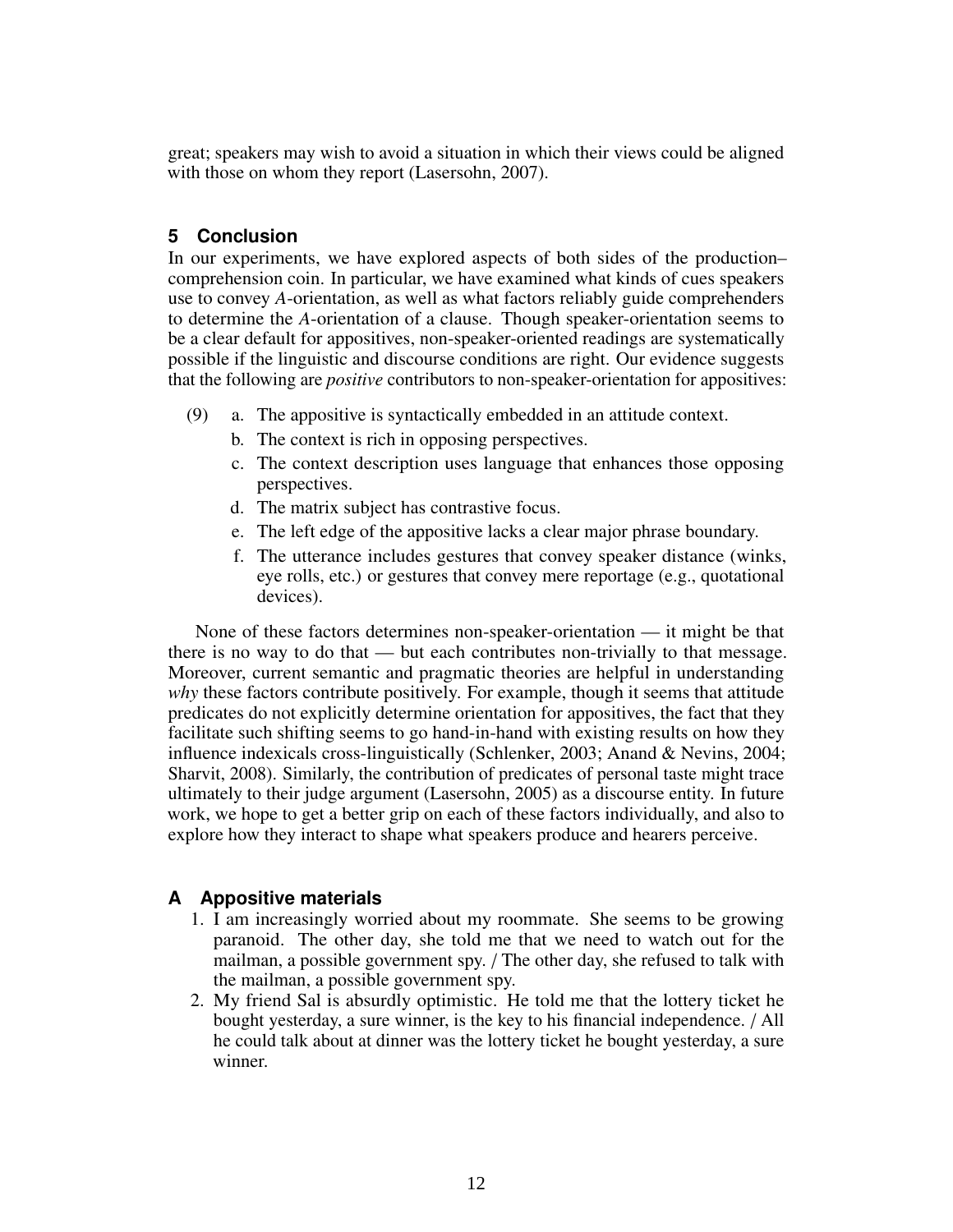great; speakers may wish to avoid a situation in which their views could be aligned with those on whom they report (Lasersohn, 2007).

## 5 Conclusion

In our experiments, we have explored aspects of both sides of the production–comprehension coin. In particular, we have examined what kinds of cues speakers use to convey *A*-orientation, as well as what factors reliably guide comprehenders to determine the *A*-orientation of a clause. Though speaker-orientation seems to be a clear default for appositives, non-speaker-oriented readings are systematically possible if the linguistic and discourse conditions are right. Our evidence suggests that the following are *positive* contributors to non-speaker-orientation for appositives:

(9)
  a. The appositive is syntactically embedded in an attitude context.
  b. The context is rich in opposing perspectives.
  c. The context description uses language that enhances those opposing perspectives.
  d. The matrix subject has contrastive focus.
  e. The left edge of the appositive lacks a clear major phrase boundary.
  f. The utterance includes gestures that convey speaker distance (winks, eye rolls, etc.) or gestures that convey mere reportage (e.g., quotational devices).

None of these factors determines non-speaker-orientation — it might be that there is no way to do that — but each contributes non-trivially to that message. Moreover, current semantic and pragmatic theories are helpful in understanding *why* these factors contribute positively. For example, though it seems that attitude predicates do not explicitly determine orientation for appositives, the fact that they facilitate such shifting seems to go hand-in-hand with existing results on how they influence indexicals cross-linguistically (Schlenker, 2003; Anand & Nevins, 2004; Sharvit, 2008). Similarly, the contribution of predicates of personal taste might trace ultimately to their judge argument (Lasersohn, 2005) as a discourse entity. In future work, we hope to get a better grip on each of these factors individually, and also to explore how they interact to shape what speakers produce and hearers perceive.

## A Appositive materials

1. I am increasingly worried about my roommate. She seems to be growing paranoid. The other day, she told me that we need to watch out for the mailman, a possible government spy. / The other day, she refused to talk with the mailman, a possible government spy.
2. My friend Sal is absurdly optimistic. He told me that the lottery ticket he bought yesterday, a sure winner, is the key to his financial independence. / All he could talk about at dinner was the lottery ticket he bought yesterday, a sure winner.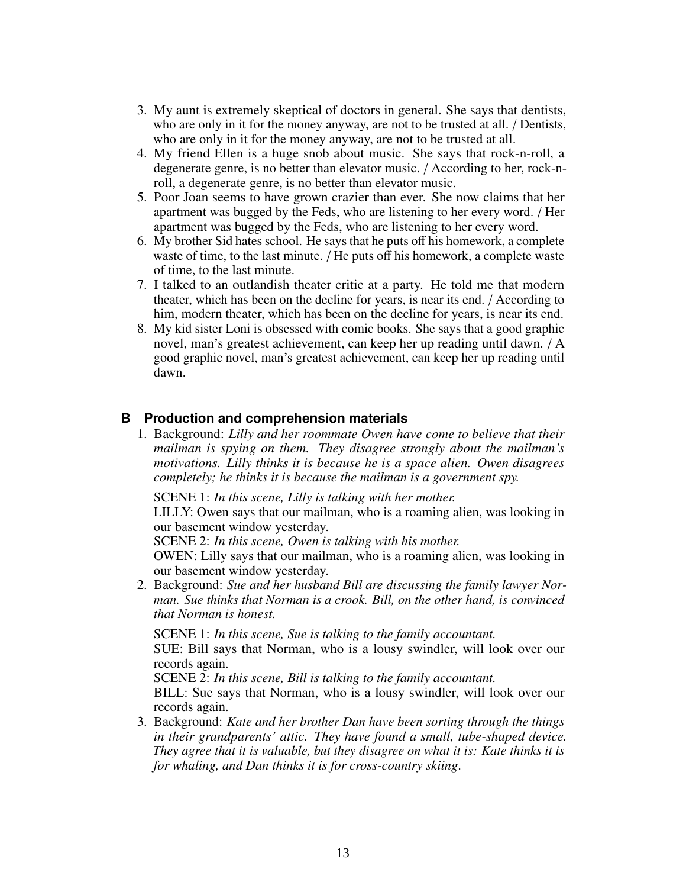3. My aunt is extremely skeptical of doctors in general. She says that dentists, who are only in it for the money anyway, are not to be trusted at all. / Dentists, who are only in it for the money anyway, are not to be trusted at all.
4. My friend Ellen is a huge snob about music. She says that rock-n-roll, a degenerate genre, is no better than elevator music. / According to her, rock-n-roll, a degenerate genre, is no better than elevator music.
5. Poor Joan seems to have grown crazier than ever. She now claims that her apartment was bugged by the Feds, who are listening to her every word. / Her apartment was bugged by the Feds, who are listening to her every word.
6. My brother Sid hates school. He says that he puts off his homework, a complete waste of time, to the last minute. / He puts off his homework, a complete waste of time, to the last minute.
7. I talked to an outlandish theater critic at a party. He told me that modern theater, which has been on the decline for years, is near its end. / According to him, modern theater, which has been on the decline for years, is near its end.
8. My kid sister Loni is obsessed with comic books. She says that a good graphic novel, man's greatest achievement, can keep her up reading until dawn. / A good graphic novel, man's greatest achievement, can keep her up reading until dawn.

## B Production and comprehension materials

1. Background: *Lilly and her roommate Owen have come to believe that their mailman is spying on them. They disagree strongly about the mailman's motivations. Lilly thinks it is because he is a space alien. Owen disagrees completely; he thinks it is because the mailman is a government spy.*

   SCENE 1: *In this scene, Lilly is talking with her mother.*
   LILLY: Owen says that our mailman, who is a roaming alien, was looking in our basement window yesterday.
   SCENE 2: *In this scene, Owen is talking with his mother.*
   OWEN: Lilly says that our mailman, who is a roaming alien, was looking in our basement window yesterday.

2. Background: *Sue and her husband Bill are discussing the family lawyer Norman. Sue thinks that Norman is a crook. Bill, on the other hand, is convinced that Norman is honest.*

   SCENE 1: *In this scene, Sue is talking to the family accountant.*
   SUE: Bill says that Norman, who is a lousy swindler, will look over our records again.
   SCENE 2: *In this scene, Bill is talking to the family accountant.*
   BILL: Sue says that Norman, who is a lousy swindler, will look over our records again.

3. Background: *Kate and her brother Dan have been sorting through the things in their grandparents' attic. They have found a small, tube-shaped device. They agree that it is valuable, but they disagree on what it is: Kate thinks it is for whaling, and Dan thinks it is for cross-country skiing.*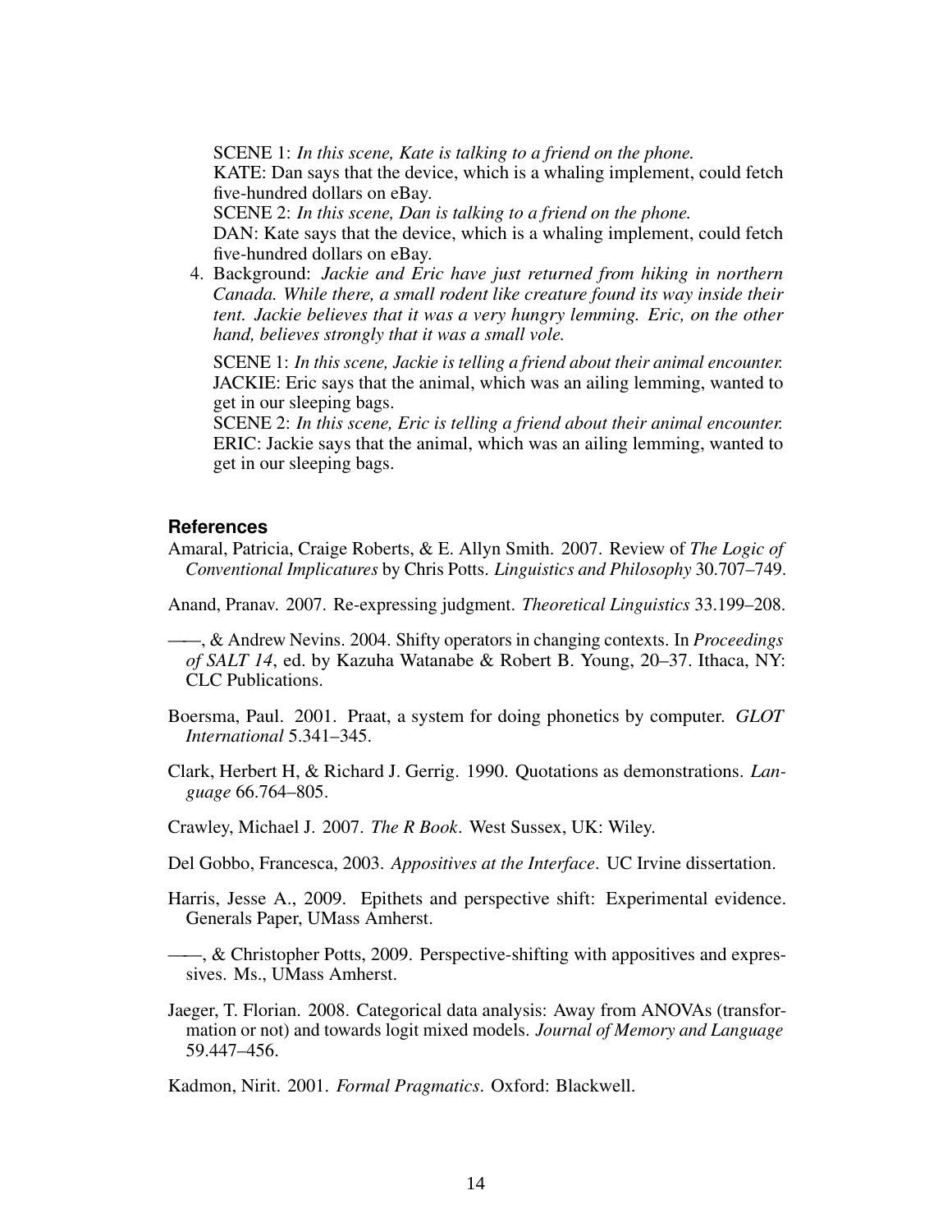SCENE 1: *In this scene, Kate is talking to a friend on the phone.*
KATE: Dan says that the device, which is a whaling implement, could fetch five-hundred dollars on eBay.
SCENE 2: *In this scene, Dan is talking to a friend on the phone.*
DAN: Kate says that the device, which is a whaling implement, could fetch five-hundred dollars on eBay.

4. Background: *Jackie and Eric have just returned from hiking in northern Canada. While there, a small rodent like creature found its way inside their tent. Jackie believes that it was a very hungry lemming. Eric, on the other hand, believes strongly that it was a small vole.*

   SCENE 1: *In this scene, Jackie is telling a friend about their animal encounter.*
   JACKIE: Eric says that the animal, which was an ailing lemming, wanted to get in our sleeping bags.
   SCENE 2: *In this scene, Eric is telling a friend about their animal encounter.*
   ERIC: Jackie says that the animal, which was an ailing lemming, wanted to get in our sleeping bags.

## References

Amaral, Patricia, Craige Roberts, & E. Allyn Smith. 2007. Review of *The Logic of Conventional Implicatures* by Chris Potts. *Linguistics and Philosophy* 30.707–749.

Anand, Pranav. 2007. Re-expressing judgment. *Theoretical Linguistics* 33.199–208.

——, & Andrew Nevins. 2004. Shifty operators in changing contexts. In *Proceedings of SALT 14*, ed. by Kazuha Watanabe & Robert B. Young, 20–37. Ithaca, NY: CLC Publications.

Boersma, Paul. 2001. Praat, a system for doing phonetics by computer. *GLOT International* 5.341–345.

Clark, Herbert H, & Richard J. Gerrig. 1990. Quotations as demonstrations. *Language* 66.764–805.

Crawley, Michael J. 2007. *The R Book*. West Sussex, UK: Wiley.

Del Gobbo, Francesca, 2003. *Appositives at the Interface*. UC Irvine dissertation.

Harris, Jesse A., 2009. Epithets and perspective shift: Experimental evidence. Generals Paper, UMass Amherst.

——, & Christopher Potts, 2009. Perspective-shifting with appositives and expressives. Ms., UMass Amherst.

Jaeger, T. Florian. 2008. Categorical data analysis: Away from ANOVAs (transformation or not) and towards logit mixed models. *Journal of Memory and Language* 59.447–456.

Kadmon, Nirit. 2001. *Formal Pragmatics*. Oxford: Blackwell.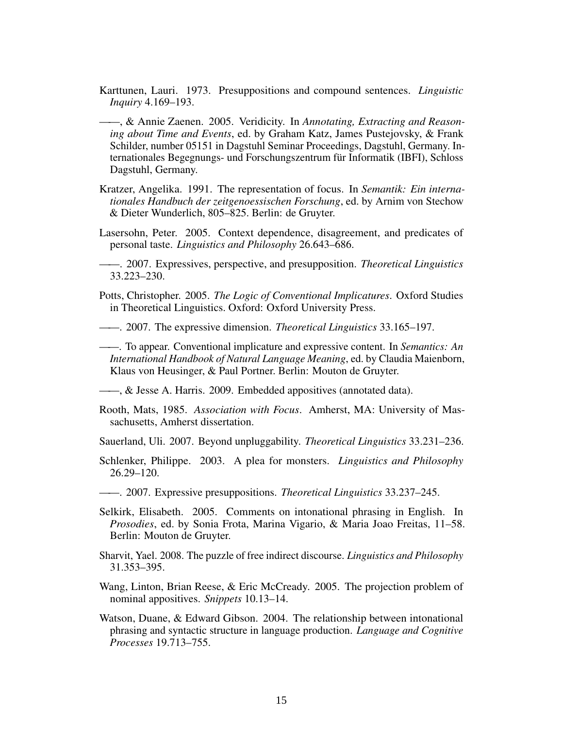Karttunen, Lauri. 1973. Presuppositions and compound sentences. *Linguistic Inquiry* 4.169–193.

——, & Annie Zaenen. 2005. Veridicity. In *Annotating, Extracting and Reasoning about Time and Events*, ed. by Graham Katz, James Pustejovsky, & Frank Schilder, number 05151 in Dagstuhl Seminar Proceedings, Dagstuhl, Germany. Internationales Begegnungs- und Forschungszentrum für Informatik (IBFI), Schloss Dagstuhl, Germany.

Kratzer, Angelika. 1991. The representation of focus. In *Semantik: Ein internationales Handbuch der zeitgenoessischen Forschung*, ed. by Arnim von Stechow & Dieter Wunderlich, 805–825. Berlin: de Gruyter.

Lasersohn, Peter. 2005. Context dependence, disagreement, and predicates of personal taste. *Linguistics and Philosophy* 26.643–686.

——. 2007. Expressives, perspective, and presupposition. *Theoretical Linguistics* 33.223–230.

Potts, Christopher. 2005. *The Logic of Conventional Implicatures*. Oxford Studies in Theoretical Linguistics. Oxford: Oxford University Press.

——. 2007. The expressive dimension. *Theoretical Linguistics* 33.165–197.

——. To appear. Conventional implicature and expressive content. In *Semantics: An International Handbook of Natural Language Meaning*, ed. by Claudia Maienborn, Klaus von Heusinger, & Paul Portner. Berlin: Mouton de Gruyter.

——, & Jesse A. Harris. 2009. Embedded appositives (annotated data).

Rooth, Mats, 1985. *Association with Focus*. Amherst, MA: University of Massachusetts, Amherst dissertation.

Sauerland, Uli. 2007. Beyond unpluggability. *Theoretical Linguistics* 33.231–236.

Schlenker, Philippe. 2003. A plea for monsters. *Linguistics and Philosophy* 26.29–120.

——. 2007. Expressive presuppositions. *Theoretical Linguistics* 33.237–245.

Selkirk, Elisabeth. 2005. Comments on intonational phrasing in English. In *Prosodies*, ed. by Sonia Frota, Marina Vigario, & Maria Joao Freitas, 11–58. Berlin: Mouton de Gruyter.

Sharvit, Yael. 2008. The puzzle of free indirect discourse. *Linguistics and Philosophy* 31.353–395.

Wang, Linton, Brian Reese, & Eric McCready. 2005. The projection problem of nominal appositives. *Snippets* 10.13–14.

Watson, Duane, & Edward Gibson. 2004. The relationship between intonational phrasing and syntactic structure in language production. *Language and Cognitive Processes* 19.713–755.